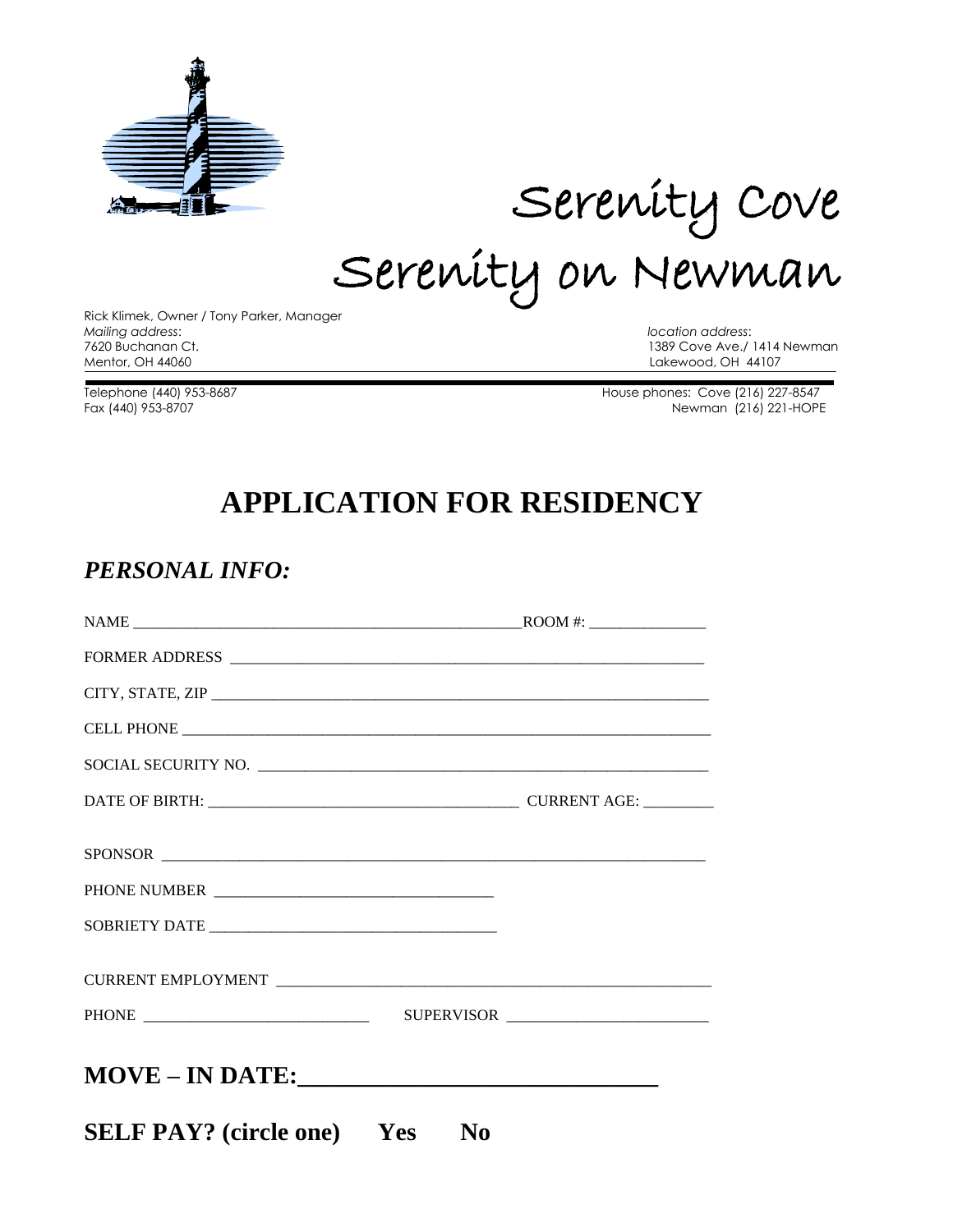# Serenity Cove
# Serenity on Newman

Rick Klimek, Owner / Tony Parker, Manager

*Mailing address:*
7620 Buchanan Ct.
Mentor, OH 44060

*location address:*
1389 Cove Ave./ 1414 Newman
Lakewood, OH 44107

Telephone (440) 953-8687
Fax (440) 953-8707

House phones: Cove (216) 227-8547
Newman (216) 221-HOPE

## APPLICATION FOR RESIDENCY

### *PERSONAL INFO:*

NAME ____________________________________________________ ROOM #: _______________

FORMER ADDRESS _________________________________________________________________

CITY, STATE, ZIP ________________________________________________________________

CELL PHONE _____________________________________________________________________

SOCIAL SECURITY NO. ____________________________________________________________

DATE OF BIRTH: ________________________________________ CURRENT AGE: _________

SPONSOR ________________________________________________________________________

PHONE NUMBER ____________________________________

SOBRIETY DATE ____________________________________

CURRENT EMPLOYMENT ____________________________________________________________

PHONE ____________________________ SUPERVISOR _________________________

**MOVE – IN DATE:______________________________**

**SELF PAY? (circle one) Yes No**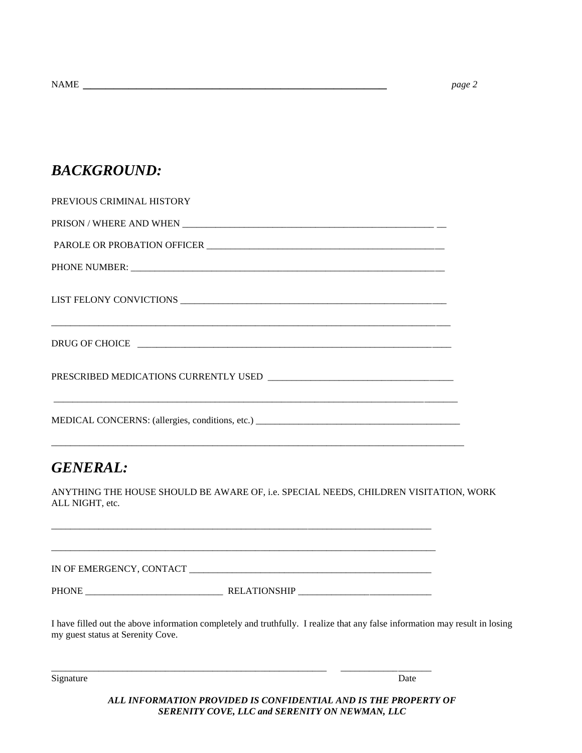NAME _______________________________________________

## *BACKGROUND:*

PREVIOUS CRIMINAL HISTORY

PRISON / WHERE AND WHEN _______________________________________________

PAROLE OR PROBATION OFFICER _______________________________________________

PHONE NUMBER: _______________________________________________

LIST FELONY CONVICTIONS _______________________________________________

_______________________________________________

DRUG OF CHOICE _______________________________________________

PRESCRIBED MEDICATIONS CURRENTLY USED _______________________________________________

_______________________________________________

MEDICAL CONCERNS: (allergies, conditions, etc.) _______________________________________________

_______________________________________________

## *GENERAL:*

ANYTHING THE HOUSE SHOULD BE AWARE OF, i.e. SPECIAL NEEDS, CHILDREN VISITATION, WORK ALL NIGHT, etc.

_______________________________________________

_______________________________________________

IN OF EMERGENCY, CONTACT _______________________________________________

PHONE ______________________ RELATIONSHIP ______________________

I have filled out the above information completely and truthfully. I realize that any false information may result in losing my guest status at Serenity Cove.

_______________________________________________ ______________________

Signature Date

***ALL INFORMATION PROVIDED IS CONFIDENTIAL AND IS THE PROPERTY OF SERENITY COVE, LLC and SERENITY ON NEWMAN, LLC***